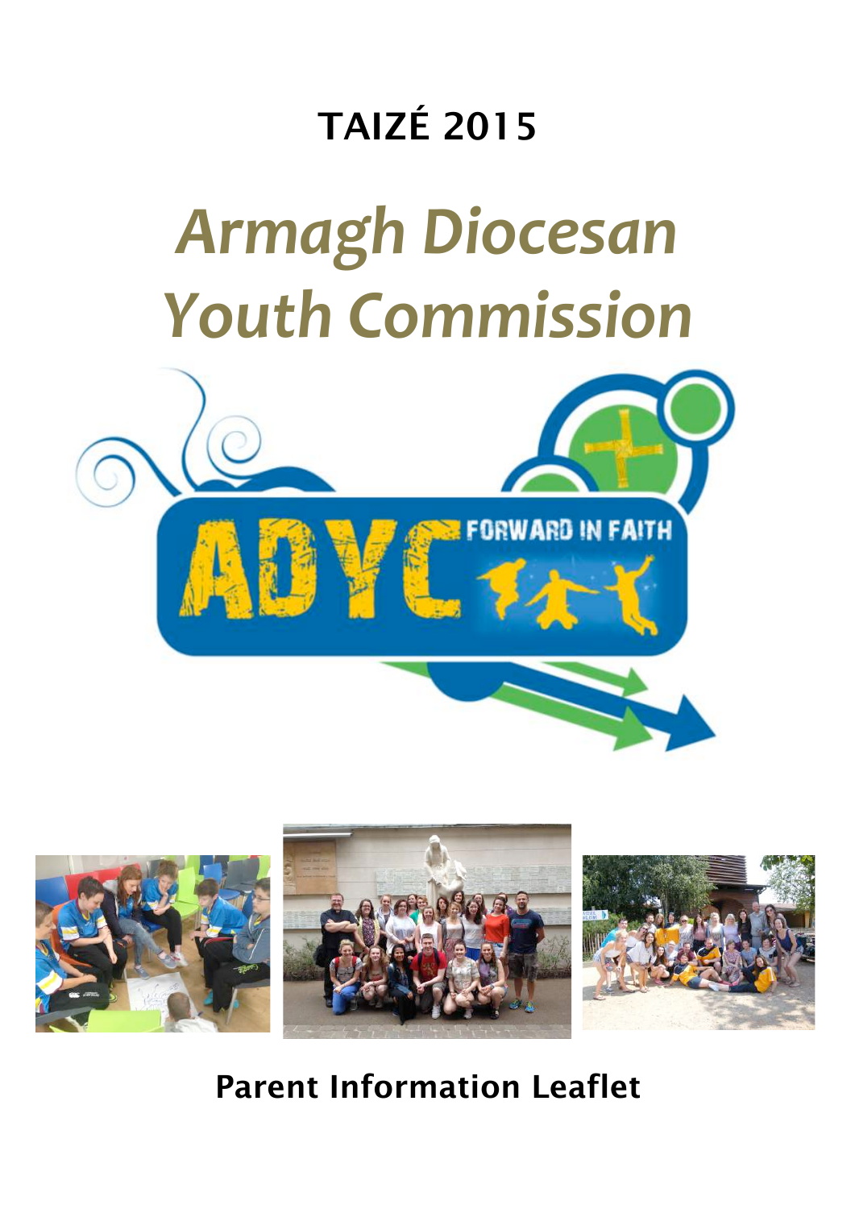# TAIZÉ 2015

# *Armagh Diocesan Youth Commission*

## Parent Information Leaflet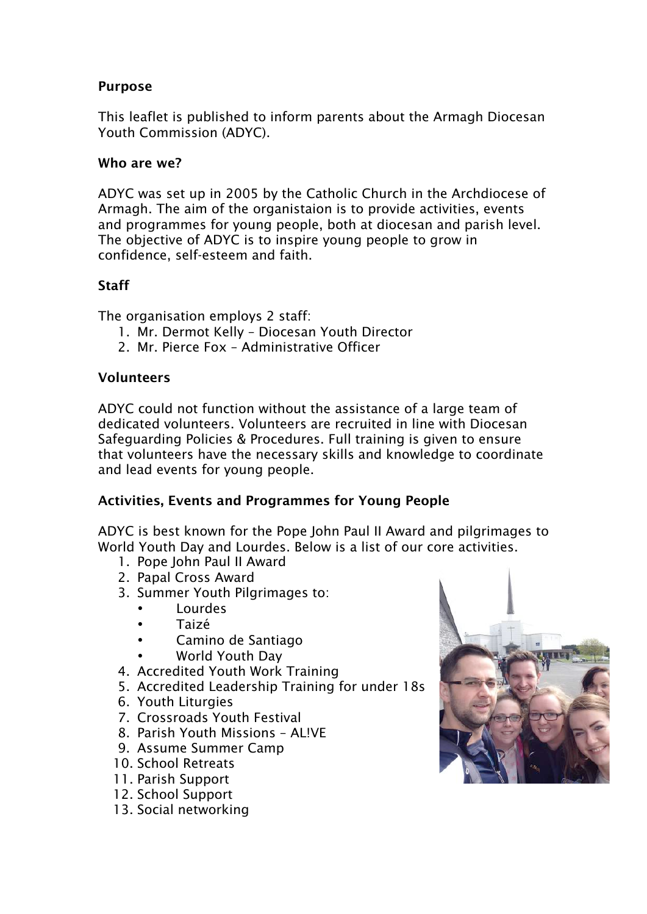## Purpose

This leaflet is published to inform parents about the Armagh Diocesan Youth Commission (ADYC).

## Who are we?

ADYC was set up in 2005 by the Catholic Church in the Archdiocese of Armagh. The aim of the organistaion is to provide activities, events and programmes for young people, both at diocesan and parish level. The objective of ADYC is to inspire young people to grow in confidence, self-esteem and faith.

## Staff

The organisation employs 2 staff:

1. Mr. Dermot Kelly – Diocesan Youth Director
2. Mr. Pierce Fox – Administrative Officer

## Volunteers

ADYC could not function without the assistance of a large team of dedicated volunteers. Volunteers are recruited in line with Diocesan Safeguarding Policies & Procedures. Full training is given to ensure that volunteers have the necessary skills and knowledge to coordinate and lead events for young people.

## Activities, Events and Programmes for Young People

ADYC is best known for the Pope John Paul II Award and pilgrimages to World Youth Day and Lourdes. Below is a list of our core activities.

1. Pope John Paul II Award
2. Papal Cross Award
3. Summer Youth Pilgrimages to:
   - Lourdes
   - Taizé
   - Camino de Santiago
   - World Youth Day
4. Accredited Youth Work Training
5. Accredited Leadership Training for under 18s
6. Youth Liturgies
7. Crossroads Youth Festival
8. Parish Youth Missions – AL!VE
9. Assume Summer Camp
10. School Retreats
11. Parish Support
12. School Support
13. Social networking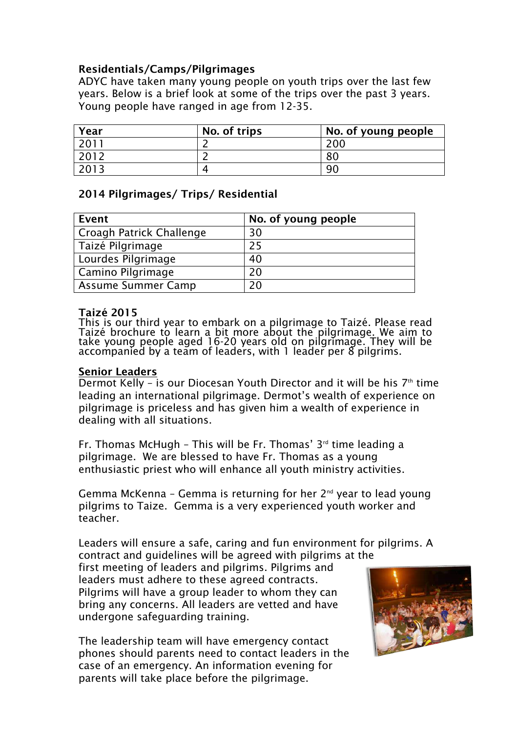### Residentials/Camps/Pilgrimages

ADYC have taken many young people on youth trips over the last few years. Below is a brief look at some of the trips over the past 3 years. Young people have ranged in age from 12-35.

| Year | No. of trips | No. of young people |
|---|---|---|
| 2011 | 2 | 200 |
| 2012 | 2 | 80 |
| 2013 | 4 | 90 |

### 2014 Pilgrimages/ Trips/ Residential

| Event | No. of young people |
|---|---|
| Croagh Patrick Challenge | 30 |
| Taizé Pilgrimage | 25 |
| Lourdes Pilgrimage | 40 |
| Camino Pilgrimage | 20 |
| Assume Summer Camp | 20 |

### Taizé 2015

This is our third year to embark on a pilgrimage to Taizé. Please read Taizé brochure to learn a bit more about the pilgrimage. We aim to take young people aged 16-20 years old on pilgrimage. They will be accompanied by a team of leaders, with 1 leader per 8 pilgrims.

### Senior Leaders

Dermot Kelly – is our Diocesan Youth Director and it will be his 7th time leading an international pilgrimage. Dermot's wealth of experience on pilgrimage is priceless and has given him a wealth of experience in dealing with all situations.

Fr. Thomas McHugh – This will be Fr. Thomas' 3rd time leading a pilgrimage. We are blessed to have Fr. Thomas as a young enthusiastic priest who will enhance all youth ministry activities.

Gemma McKenna – Gemma is returning for her 2nd year to lead young pilgrims to Taize. Gemma is a very experienced youth worker and teacher.

Leaders will ensure a safe, caring and fun environment for pilgrims. A contract and guidelines will be agreed with pilgrims at the first meeting of leaders and pilgrims. Pilgrims and leaders must adhere to these agreed contracts. Pilgrims will have a group leader to whom they can bring any concerns. All leaders are vetted and have undergone safeguarding training.

The leadership team will have emergency contact phones should parents need to contact leaders in the case of an emergency. An information evening for parents will take place before the pilgrimage.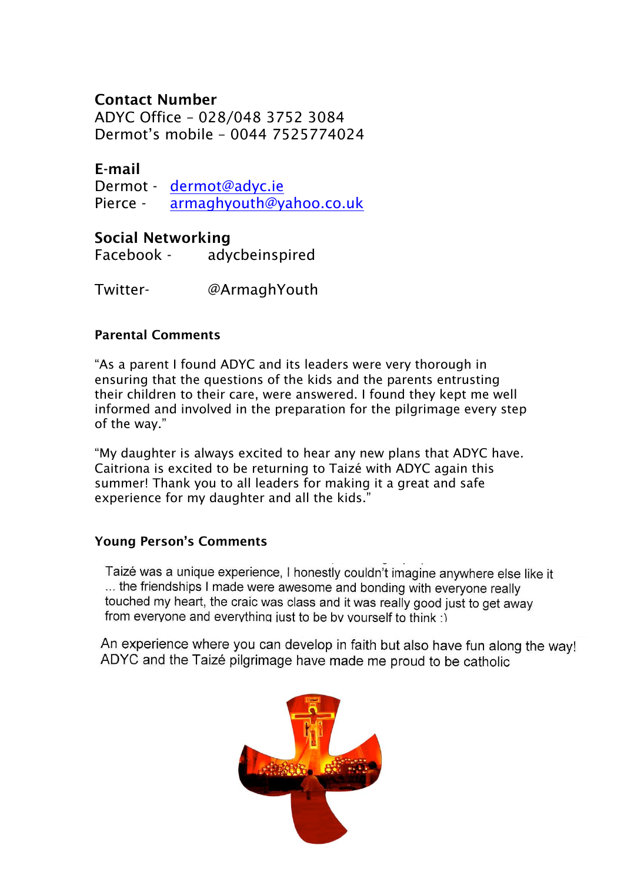## Contact Number

ADYC Office – 028/048 3752 3084
Dermot's mobile – 0044 7525774024

## E-mail

Dermot - dermot@adyc.ie
Pierce - armaghyouth@yahoo.co.uk

## Social Networking

Facebook - adycbeinspired

Twitter- @ArmaghYouth

### Parental Comments

"As a parent I found ADYC and its leaders were very thorough in ensuring that the questions of the kids and the parents entrusting their children to their care, were answered. I found they kept me well informed and involved in the preparation for the pilgrimage every step of the way."

"My daughter is always excited to hear any new plans that ADYC have. Caitriona is excited to be returning to Taizé with ADYC again this summer! Thank you to all leaders for making it a great and safe experience for my daughter and all the kids."

### Young Person's Comments

Taizé was a unique experience, I honestly couldn't imagine anywhere else like it ... the friendships I made were awesome and bonding with everyone really touched my heart, the craic was class and it was really good just to get away from everyone and everything just to be by yourself to think :)

An experience where you can develop in faith but also have fun along the way! ADYC and the Taizé pilgrimage have made me proud to be catholic